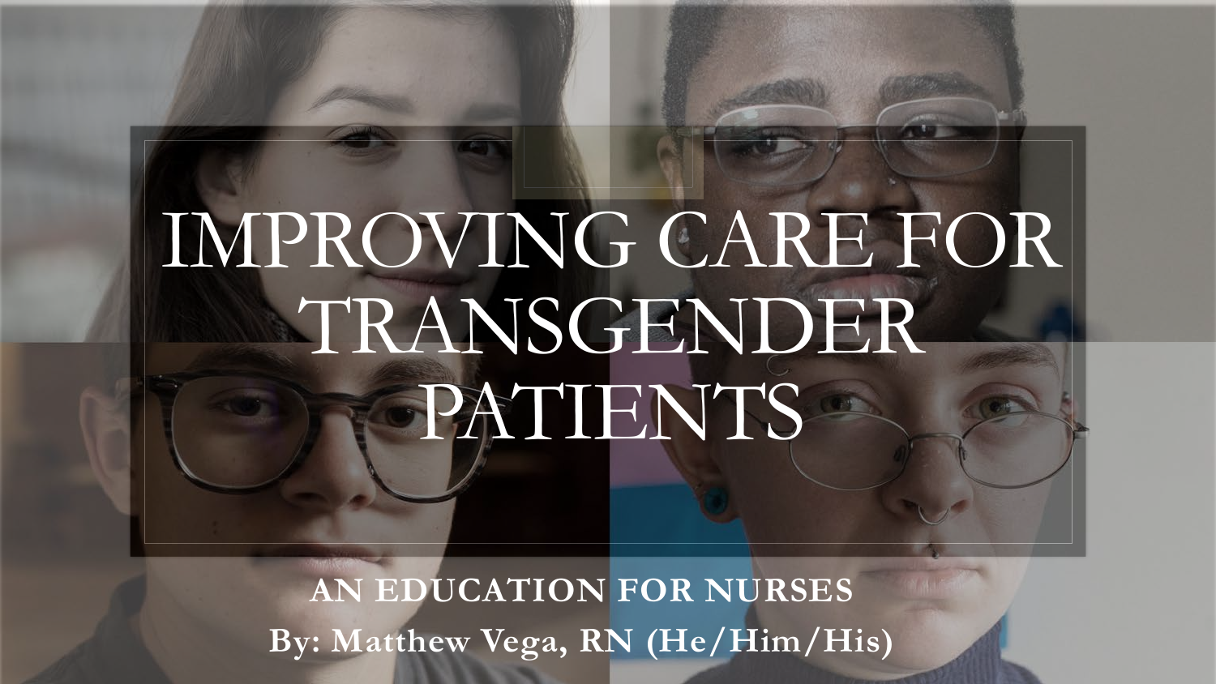# IMPROVING CARE FOR TRANSGENDER PATIENTS

**AN EDUCATION FOR NURSES**

**By: Matthew Vega, RN (He/Him/His)**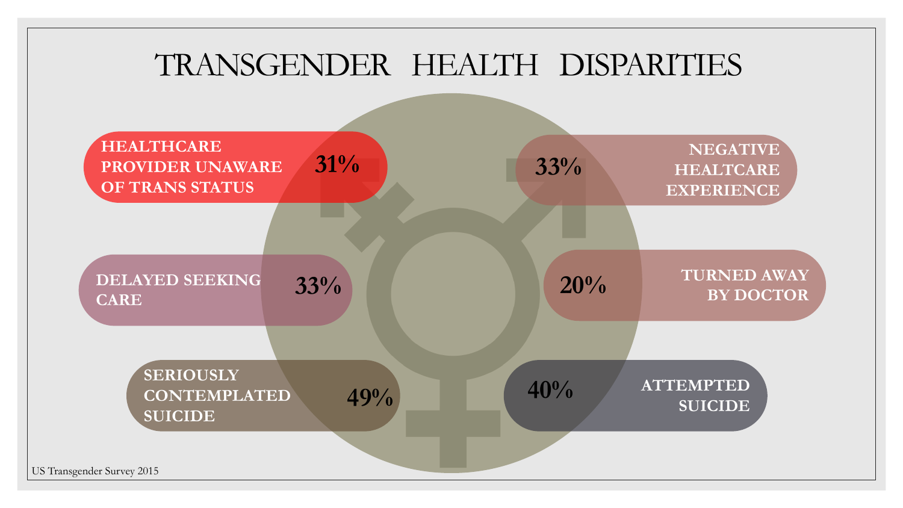# TRANSGENDER HEALTH DISPARITIES

- **HEALTHCARE PROVIDER UNAWARE OF TRANS STATUS** — **31%**
- **NEGATIVE HEALTCARE EXPERIENCE** — **33%**
- **DELAYED SEEKING CARE** — **33%**
- **TURNED AWAY BY DOCTOR** — **20%**
- **SERIOUSLY CONTEMPLATED SUICIDE** — **49%**
- **ATTEMPTED SUICIDE** — **40%**

US Transgender Survey 2015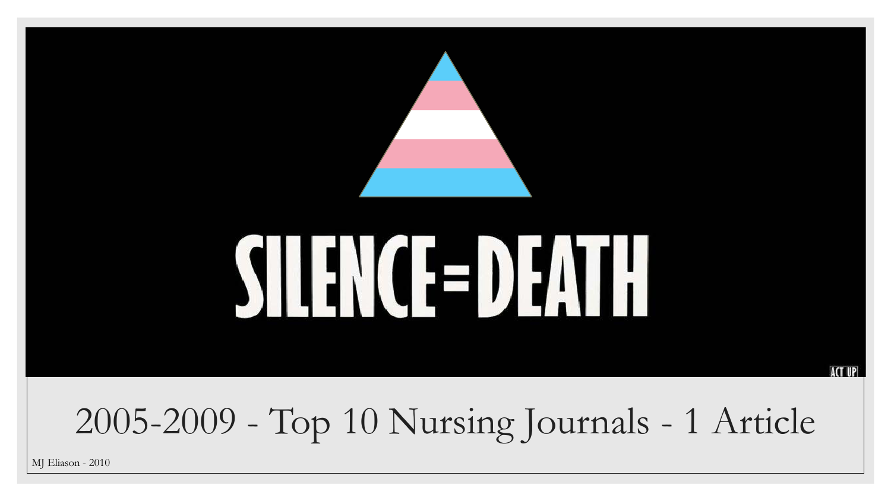SILENCE=DEATH

ACT UP

2005-2009 - Top 10 Nursing Journals - 1 Article

MJ Eliason - 2010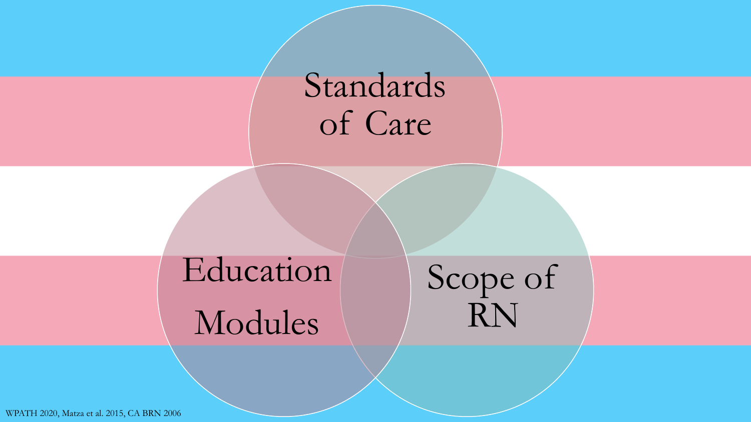Standards of Care

Education Modules

Scope of RN

WPATH 2020, Matza et al. 2015, CA BRN 2006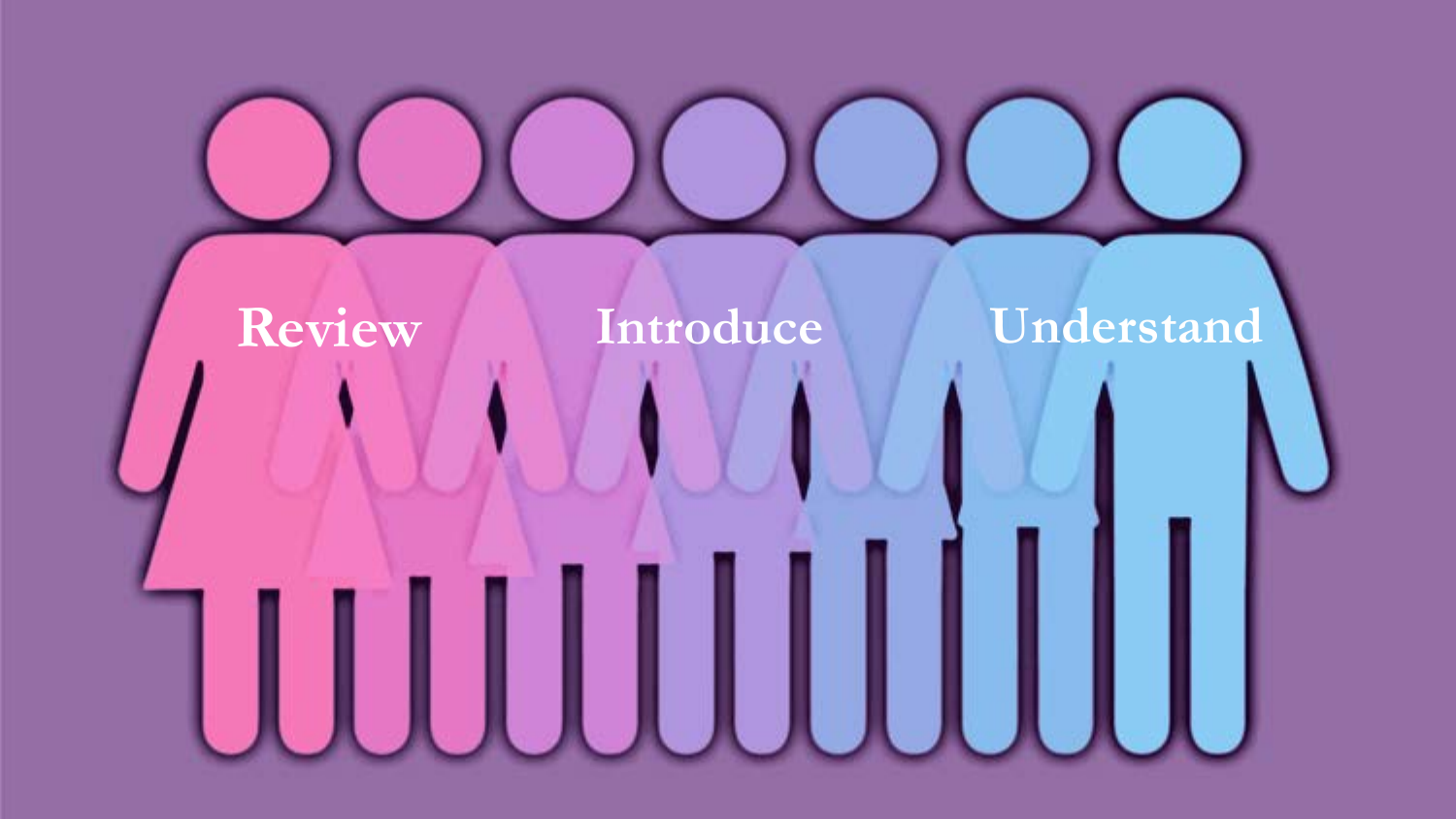Review

Introduce

Understand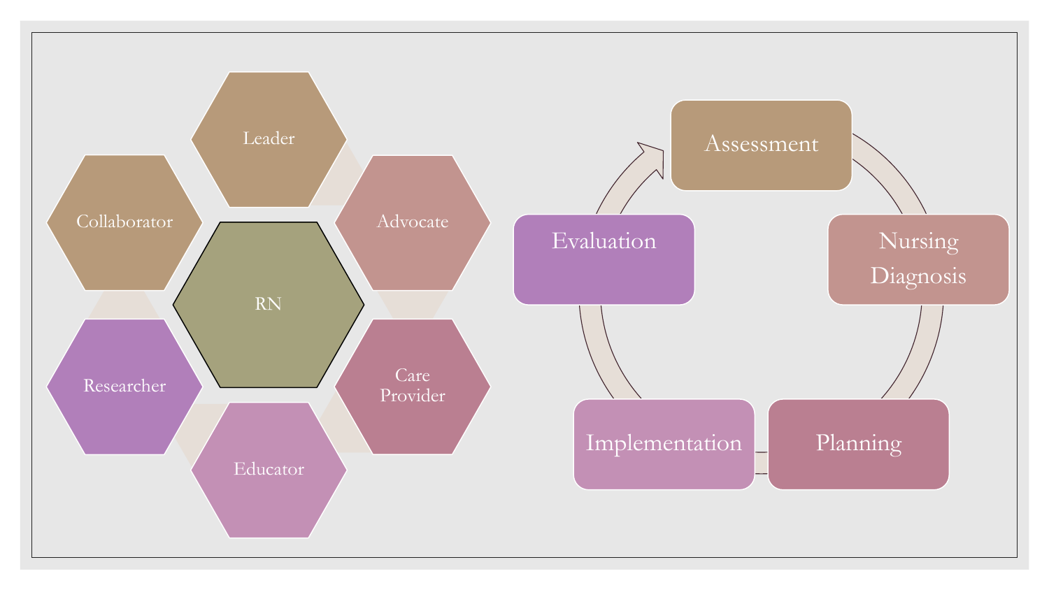Leader

Collaborator

Advocate

RN

Researcher

Care Provider

Educator

Assessment

Nursing Diagnosis

Planning

Implementation

Evaluation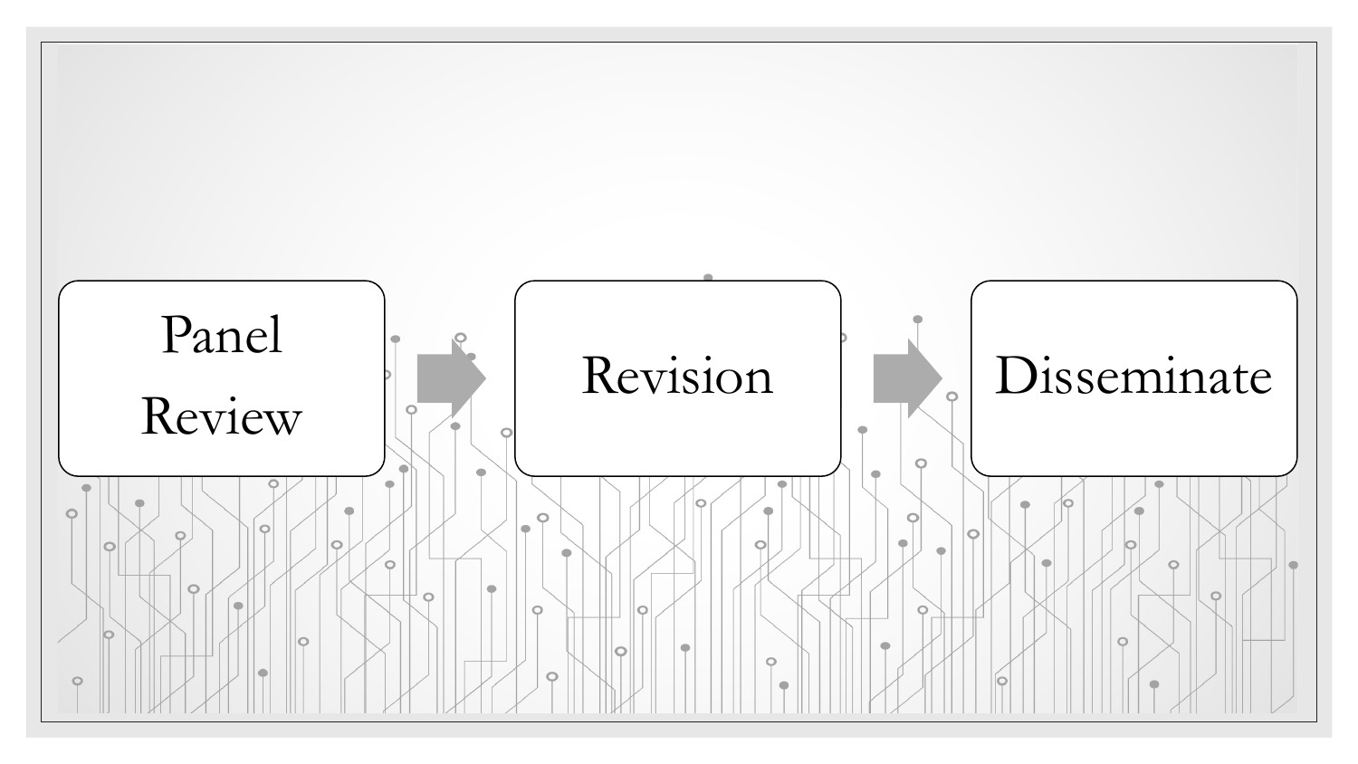Panel Review → Revision → Disseminate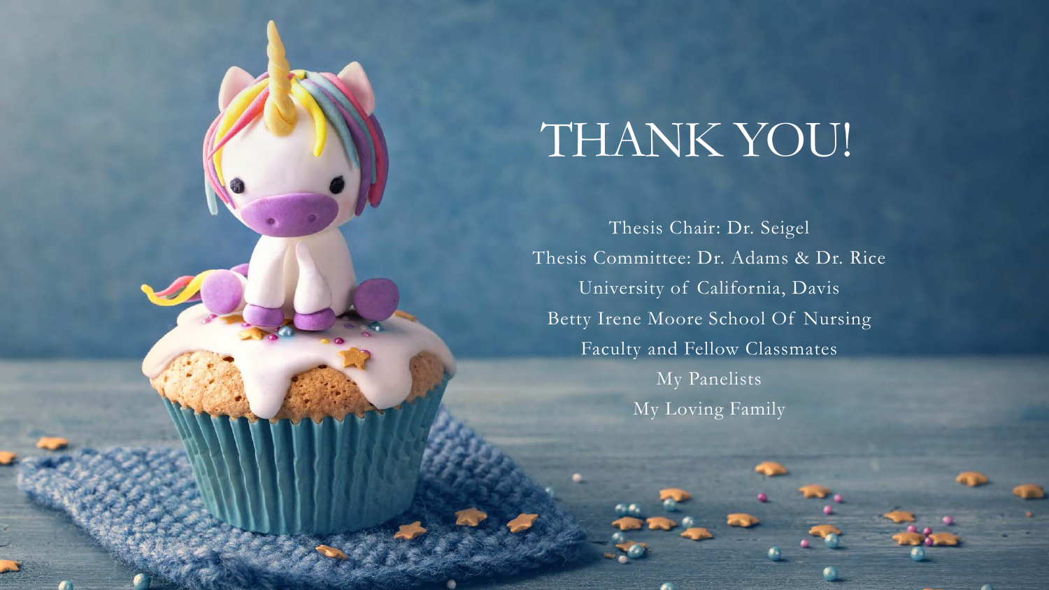# THANK YOU!

Thesis Chair: Dr. Seigel

Thesis Committee: Dr. Adams & Dr. Rice

University of California, Davis

Betty Irene Moore School Of Nursing

Faculty and Fellow Classmates

My Panelists

My Loving Family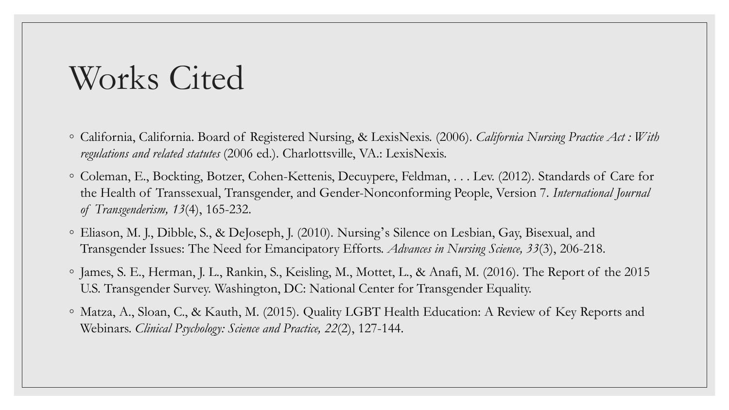# Works Cited

- California, California. Board of Registered Nursing, & LexisNexis. (2006). *California Nursing Practice Act : With regulations and related statutes* (2006 ed.). Charlottsville, VA.: LexisNexis.
- Coleman, E., Bockting, Botzer, Cohen-Kettenis, Decuypere, Feldman, . . . Lev. (2012). Standards of Care for the Health of Transsexual, Transgender, and Gender-Nonconforming People, Version 7. *International Journal of Transgenderism, 13*(4), 165-232.
- Eliason, M. J., Dibble, S., & DeJoseph, J. (2010). Nursing's Silence on Lesbian, Gay, Bisexual, and Transgender Issues: The Need for Emancipatory Efforts. *Advances in Nursing Science, 33*(3), 206-218.
- James, S. E., Herman, J. L., Rankin, S., Keisling, M., Mottet, L., & Anafi, M. (2016). The Report of the 2015 U.S. Transgender Survey. Washington, DC: National Center for Transgender Equality.
- Matza, A., Sloan, C., & Kauth, M. (2015). Quality LGBT Health Education: A Review of Key Reports and Webinars. *Clinical Psychology: Science and Practice, 22*(2), 127-144.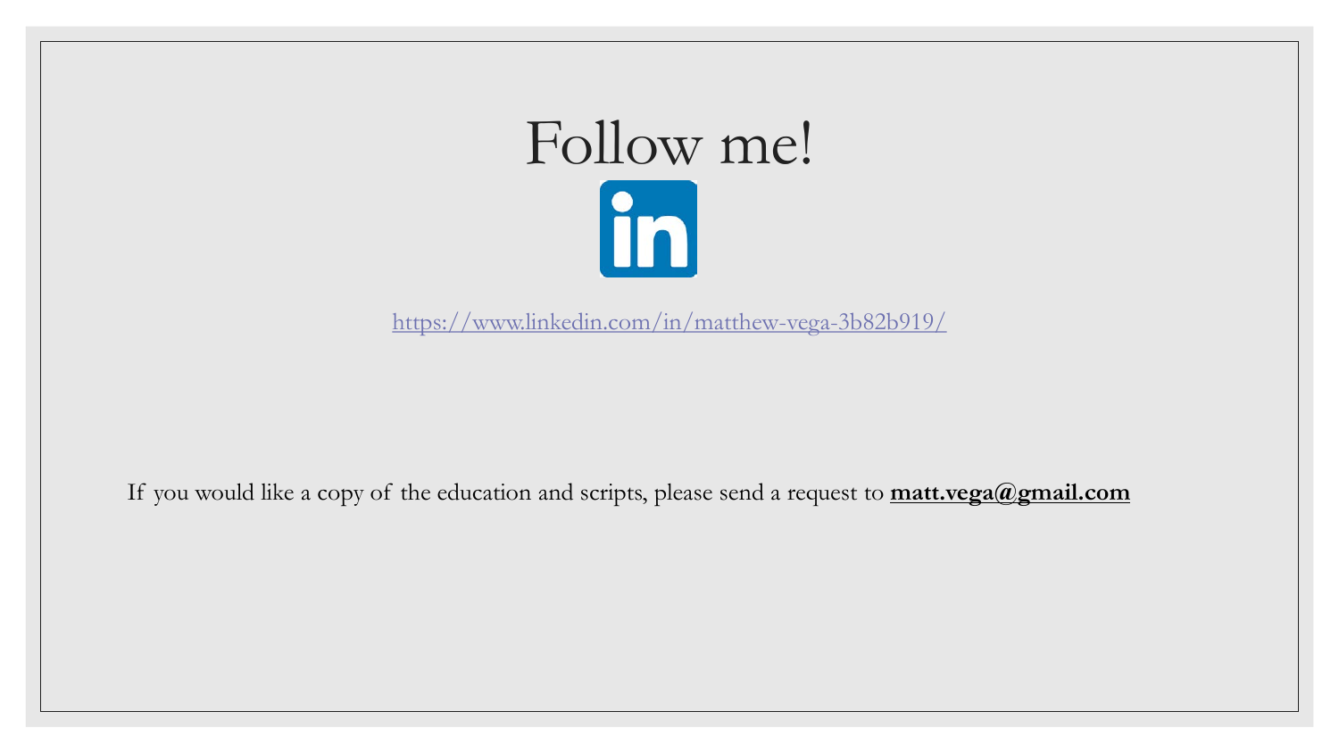# Follow me!

https://www.linkedin.com/in/matthew-vega-3b82b919/

If you would like a copy of the education and scripts, please send a request to **matt.vega@gmail.com**